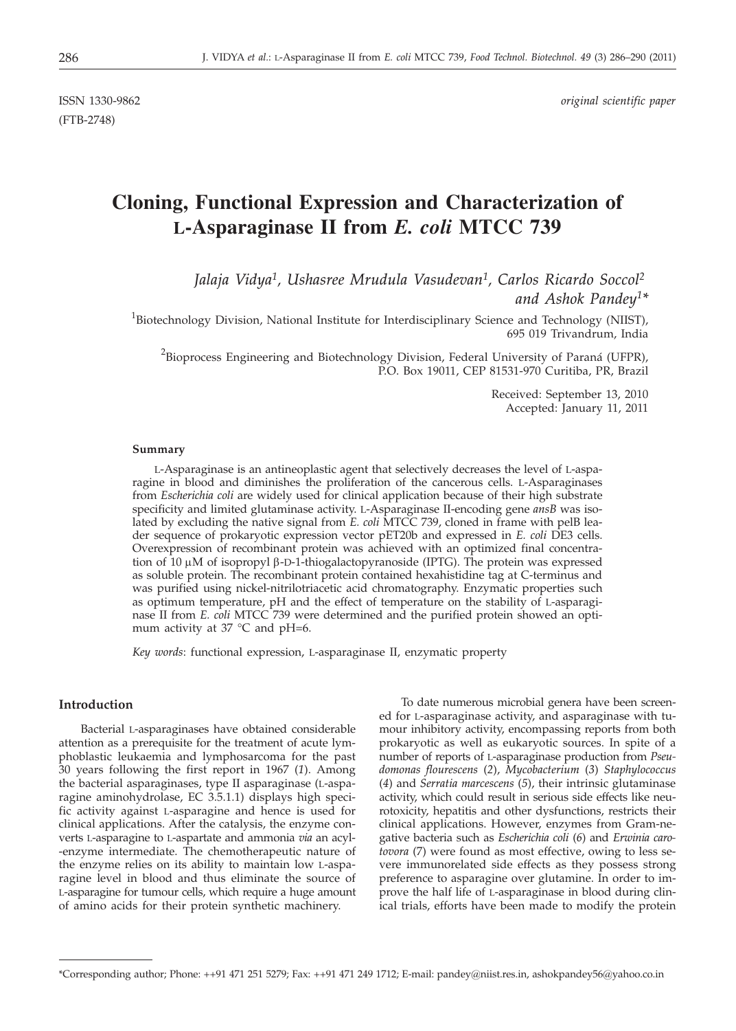ISSN 1330-9862 *original scientific paper*

(FTB-2748)

# Cloning, Functional Expression and Characterization of L-Asparaginase II from *E. coli* MTCC 739

*Jalaja Vidya[1], Ushasree Mrudula Vasudevan[1], Carlos Ricardo Soccol[2] and Ashok Pandey[1]\**

[1]Biotechnology Division, National Institute for Interdisciplinary Science and Technology (NIIST), 695 019 Trivandrum, India

[2]Bioprocess Engineering and Biotechnology Division, Federal University of Paraná (UFPR), P.O. Box 19011, CEP 81531-970 Curitiba, PR, Brazil

Received: September 13, 2010
Accepted: January 11, 2011

### Summary

L-Asparaginase is an antineoplastic agent that selectively decreases the level of L-asparagine in blood and diminishes the proliferation of the cancerous cells. L-Asparaginases from *Escherichia coli* are widely used for clinical application because of their high substrate specificity and limited glutaminase activity. L-Asparaginase II-encoding gene *ansB* was isolated by excluding the native signal from *E. coli* MTCC 739, cloned in frame with pelB leader sequence of prokaryotic expression vector pET20b and expressed in *E. coli* DE3 cells. Overexpression of recombinant protein was achieved with an optimized final concentration of 10 μM of isopropyl β-D-1-thiogalactopyranoside (IPTG). The protein was expressed as soluble protein. The recombinant protein contained hexahistidine tag at C-terminus and was purified using nickel-nitrilotriacetic acid chromatography. Enzymatic properties such as optimum temperature, pH and the effect of temperature on the stability of L-asparaginase II from *E. coli* MTCC 739 were determined and the purified protein showed an optimum activity at 37 °C and pH=6.

*Key words*: functional expression, L-asparaginase II, enzymatic property

### Introduction

Bacterial L-asparaginases have obtained considerable attention as a prerequisite for the treatment of acute lymphoblastic leukaemia and lymphosarcoma for the past 30 years following the first report in 1967 (*1*). Among the bacterial asparaginases, type II asparaginase (L-asparagine aminohydrolase, EC 3.5.1.1) displays high specific activity against L-asparagine and hence is used for clinical applications. After the catalysis, the enzyme converts L-asparagine to L-aspartate and ammonia *via* an acyl-enzyme intermediate. The chemotherapeutic nature of the enzyme relies on its ability to maintain low L-asparagine level in blood and thus eliminate the source of L-asparagine for tumour cells, which require a huge amount of amino acids for their protein synthetic machinery.

To date numerous microbial genera have been screened for L-asparaginase activity, and asparaginase with tumour inhibitory activity, encompassing reports from both prokaryotic as well as eukaryotic sources. In spite of a number of reports of L-asparaginase production from *Pseudomonas flourescens* (*2*), *Mycobacterium* (*3*) *Staphylococcus* (*4*) and *Serratia marcescens* (*5*), their intrinsic glutaminase activity, which could result in serious side effects like neurotoxicity, hepatitis and other dysfunctions, restricts their clinical applications. However, enzymes from Gram-negative bacteria such as *Escherichia coli* (*6*) and *Erwinia carotovora* (*7*) were found as most effective, owing to less severe immunorelated side effects as they possess strong preference to asparagine over glutamine. In order to improve the half life of L-asparaginase in blood during clinical trials, efforts have been made to modify the protein

---

\*Corresponding author; Phone: ++91 471 251 5279; Fax: ++91 471 249 1712; E-mail: pandey@niist.res.in, ashokpandey56@yahoo.co.in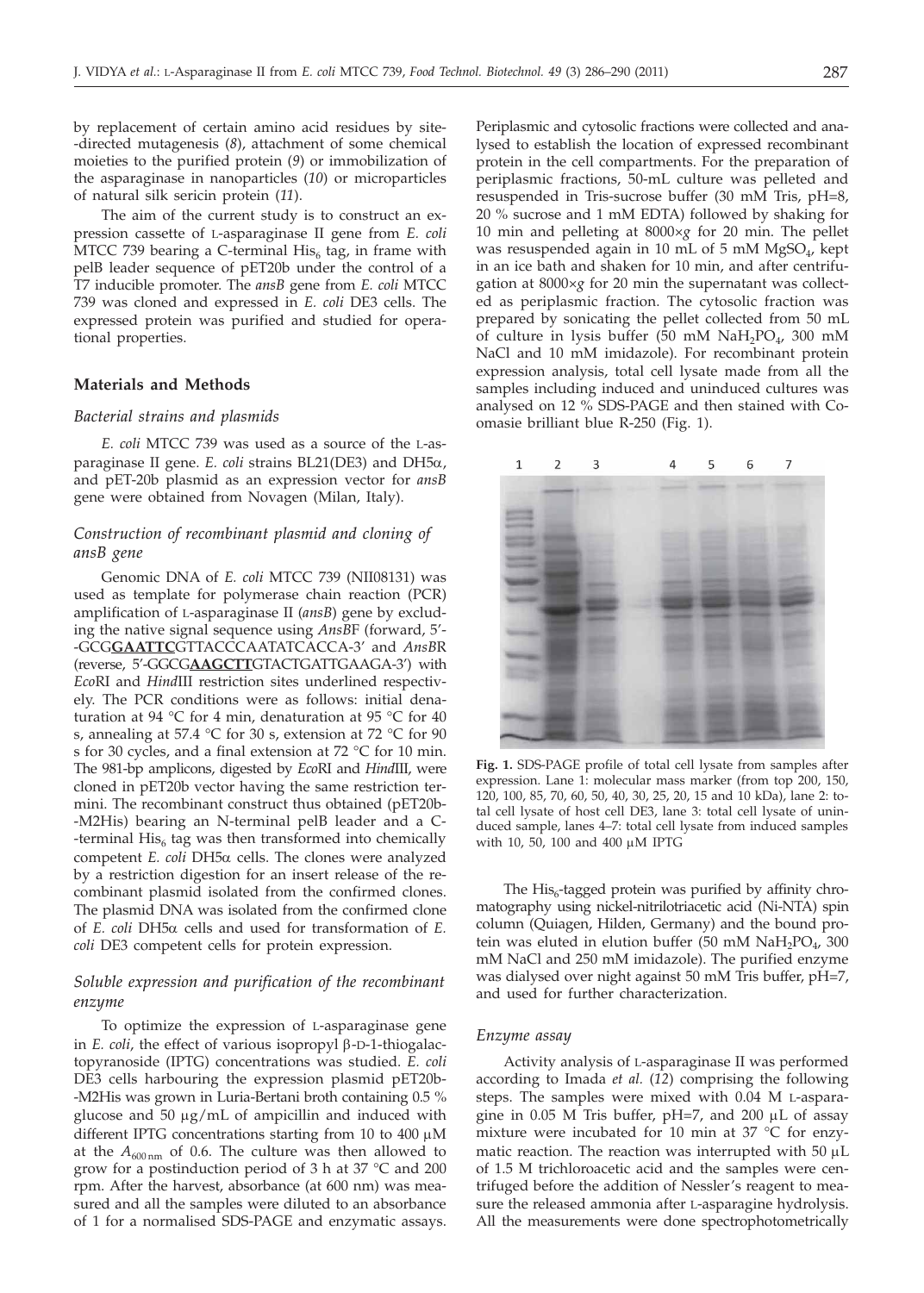by replacement of certain amino acid residues by site-directed mutagenesis (*8*), attachment of some chemical moieties to the purified protein (*9*) or immobilization of the asparaginase in nanoparticles (*10*) or microparticles of natural silk sericin protein (*11*).

The aim of the current study is to construct an expression cassette of L-asparaginase II gene from *E. coli* MTCC 739 bearing a C-terminal $His_6$ tag, in frame with pelB leader sequence of pET20b under the control of a T7 inducible promoter. The *ansB* gene from *E. coli* MTCC 739 was cloned and expressed in *E. coli* DE3 cells. The expressed protein was purified and studied for operational properties.

## Materials and Methods

### *Bacterial strains and plasmids*

*E. coli* MTCC 739 was used as a source of the L-asparaginase II gene. *E. coli* strains BL21(DE3) and DH5α, and pET-20b plasmid as an expression vector for *ansB* gene were obtained from Novagen (Milan, Italy).

### *Construction of recombinant plasmid and cloning of ansB gene*

Genomic DNA of *E. coli* MTCC 739 (NII08131) was used as template for polymerase chain reaction (PCR) amplification of L-asparaginase II (*ansB*) gene by excluding the native signal sequence using *AnsB*F (forward, 5'-GCG**GAATTC**GTTACCCAATATCACCA-3' and *AnsB*R (reverse, 5'-GGCG**AAGCTT**GTACTGATTGAAGA-3') with *Eco*RI and *Hind*III restriction sites underlined respectively. The PCR conditions were as follows: initial denaturation at 94 °C for 4 min, denaturation at 95 °C for 40 s, annealing at 57.4 °C for 30 s, extension at 72 °C for 90 s for 30 cycles, and a final extension at 72 °C for 10 min. The 981-bp amplicons, digested by *Eco*RI and *Hind*III, were cloned in pET20b vector having the same restriction termini. The recombinant construct thus obtained (pET20b-M2His) bearing an N-terminal pelB leader and a C-terminal $His_6$ tag was then transformed into chemically competent *E. coli* DH5α cells. The clones were analyzed by a restriction digestion for an insert release of the recombinant plasmid isolated from the confirmed clones. The plasmid DNA was isolated from the confirmed clone of *E. coli* DH5α cells and used for transformation of *E. coli* DE3 competent cells for protein expression.

### *Soluble expression and purification of the recombinant enzyme*

To optimize the expression of L-asparaginase gene in *E. coli*, the effect of various isopropyl β-D-1-thiogalactopyranoside (IPTG) concentrations was studied. *E. coli* DE3 cells harbouring the expression plasmid pET20b-M2His was grown in Luria-Bertani broth containing 0.5 % glucose and 50 μg/mL of ampicillin and induced with different IPTG concentrations starting from 10 to 400 μM at the $A_{600\,nm}$ of 0.6. The culture was then allowed to grow for a postinduction period of 3 h at 37 °C and 200 rpm. After the harvest, absorbance (at 600 nm) was measured and all the samples were diluted to an absorbance of 1 for a normalised SDS-PAGE and enzymatic assays. Periplasmic and cytosolic fractions were collected and analysed to establish the location of expressed recombinant protein in the cell compartments. For the preparation of periplasmic fractions, 50-mL culture was pelleted and resuspended in Tris-sucrose buffer (30 mM Tris, pH=8, 20 % sucrose and 1 mM EDTA) followed by shaking for 10 min and pelleting at 8000×*g* for 20 min. The pellet was resuspended again in 10 mL of 5 mM $MgSO_4$, kept in an ice bath and shaken for 10 min, and after centrifugation at 8000×*g* for 20 min the supernatant was collected as periplasmic fraction. The cytosolic fraction was prepared by sonicating the pellet collected from 50 mL of culture in lysis buffer (50 mM $NaH_2PO_4$, 300 mM NaCl and 10 mM imidazole). For recombinant protein expression analysis, total cell lysate made from all the samples including induced and uninduced cultures was analysed on 12 % SDS-PAGE and then stained with Coomasie brilliant blue R-250 (Fig. 1).

**Fig. 1.** SDS-PAGE profile of total cell lysate from samples after expression. Lane 1: molecular mass marker (from top 200, 150, 120, 100, 85, 70, 60, 50, 40, 30, 25, 20, 15 and 10 kDa), lane 2: total cell lysate of host cell DE3, lane 3: total cell lysate of uninduced sample, lanes 4–7: total cell lysate from induced samples with 10, 50, 100 and 400 μM IPTG

The $His_6$-tagged protein was purified by affinity chromatography using nickel-nitrilotriacetic acid (Ni-NTA) spin column (Quiagen, Hilden, Germany) and the bound protein was eluted in elution buffer (50 mM $NaH_2PO_4$, 300 mM NaCl and 250 mM imidazole). The purified enzyme was dialysed over night against 50 mM Tris buffer, pH=7, and used for further characterization.

### *Enzyme assay*

Activity analysis of L-asparaginase II was performed according to Imada *et al.* (*12*) comprising the following steps. The samples were mixed with 0.04 M L-asparagine in 0.05 M Tris buffer, pH=7, and 200 μL of assay mixture were incubated for 10 min at 37 °C for enzymatic reaction. The reaction was interrupted with 50 μL of 1.5 M trichloroacetic acid and the samples were centrifuged before the addition of Nessler's reagent to measure the released ammonia after L-asparagine hydrolysis. All the measurements were done spectrophotometrically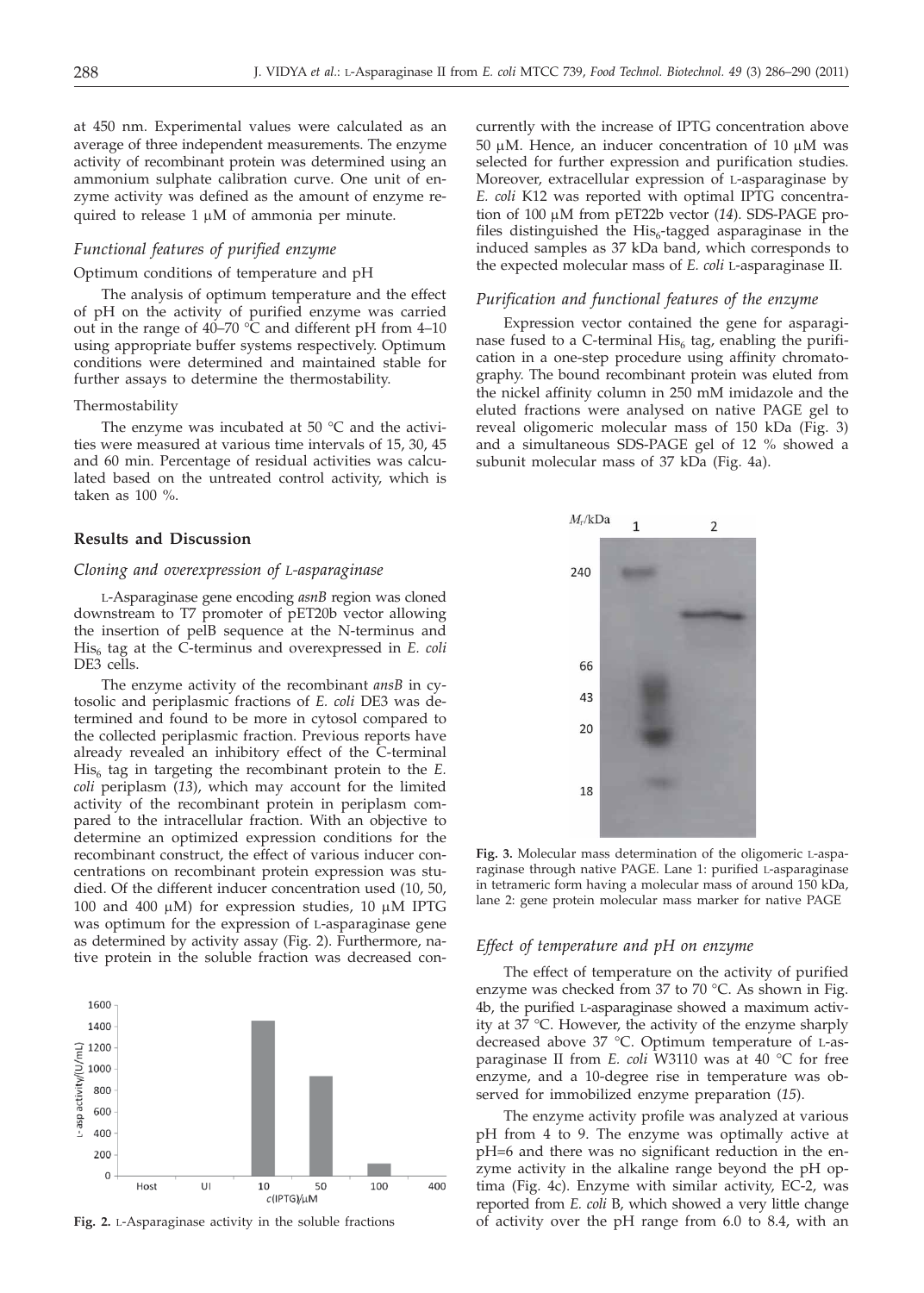at 450 nm. Experimental values were calculated as an average of three independent measurements. The enzyme activity of recombinant protein was determined using an ammonium sulphate calibration curve. One unit of enzyme activity was defined as the amount of enzyme required to release 1 μM of ammonia per minute.

### *Functional features of purified enzyme*

Optimum conditions of temperature and pH

The analysis of optimum temperature and the effect of pH on the activity of purified enzyme was carried out in the range of 40–70 °C and different pH from 4–10 using appropriate buffer systems respectively. Optimum conditions were determined and maintained stable for further assays to determine the thermostability.

Thermostability

The enzyme was incubated at 50 °C and the activities were measured at various time intervals of 15, 30, 45 and 60 min. Percentage of residual activities was calculated based on the untreated control activity, which is taken as 100 %.

## Results and Discussion

### *Cloning and overexpression of L-asparaginase*

L-Asparaginase gene encoding *asnB* region was cloned downstream to T7 promoter of pET20b vector allowing the insertion of pelB sequence at the N-terminus and $His_6$ tag at the C-terminus and overexpressed in *E. coli* DE3 cells.

The enzyme activity of the recombinant *ansB* in cytosolic and periplasmic fractions of *E. coli* DE3 was determined and found to be more in cytosol compared to the collected periplasmic fraction. Previous reports have already revealed an inhibitory effect of the C-terminal $His_6$ tag in targeting the recombinant protein to the *E. coli* periplasm (*13*), which may account for the limited activity of the recombinant protein in periplasm compared to the intracellular fraction. With an objective to determine an optimized expression conditions for the recombinant construct, the effect of various inducer concentrations on recombinant protein expression was studied. Of the different inducer concentration used (10, 50, 100 and 400 μM) for expression studies, 10 μM IPTG was optimum for the expression of L-asparaginase gene as determined by activity assay (Fig. 2). Furthermore, native protein in the soluble fraction was decreased concurrently with the increase of IPTG concentration above 50 μM. Hence, an inducer concentration of 10 μM was selected for further expression and purification studies. Moreover, extracellular expression of L-asparaginase by *E. coli* K12 was reported with optimal IPTG concentration of 100 μM from pET22b vector (*14*). SDS-PAGE profiles distinguished the $His_6$-tagged asparaginase in the induced samples as 37 kDa band, which corresponds to the expected molecular mass of *E. coli* L-asparaginase II.

Fig. 2. L-Asparaginase activity in the soluble fractions

### *Purification and functional features of the enzyme*

Expression vector contained the gene for asparaginase fused to a C-terminal $His_6$ tag, enabling the purification in a one-step procedure using affinity chromatography. The bound recombinant protein was eluted from the nickel affinity column in 250 mM imidazole and the eluted fractions were analysed on native PAGE gel to reveal oligomeric molecular mass of 150 kDa (Fig. 3) and a simultaneous SDS-PAGE gel of 12 % showed a subunit molecular mass of 37 kDa (Fig. 4a).

**Fig. 3.** Molecular mass determination of the oligomeric L-asparaginase through native PAGE. Lane 1: purified L-asparaginase in tetrameric form having a molecular mass of around 150 kDa, lane 2: gene protein molecular mass marker for native PAGE

### *Effect of temperature and pH on enzyme*

The effect of temperature on the activity of purified enzyme was checked from 37 to 70 °C. As shown in Fig. 4b, the purified L-asparaginase showed a maximum activity at 37 °C. However, the activity of the enzyme sharply decreased above 37 °C. Optimum temperature of L-asparaginase II from *E. coli* W3110 was at 40 °C for free enzyme, and a 10-degree rise in temperature was observed for immobilized enzyme preparation (*15*).

The enzyme activity profile was analyzed at various pH from 4 to 9. The enzyme was optimally active at pH=6 and there was no significant reduction in the enzyme activity in the alkaline range beyond the pH optima (Fig. 4c). Enzyme with similar activity, EC-2, was reported from *E. coli* B, which showed a very little change of activity over the pH range from 6.0 to 8.4, with an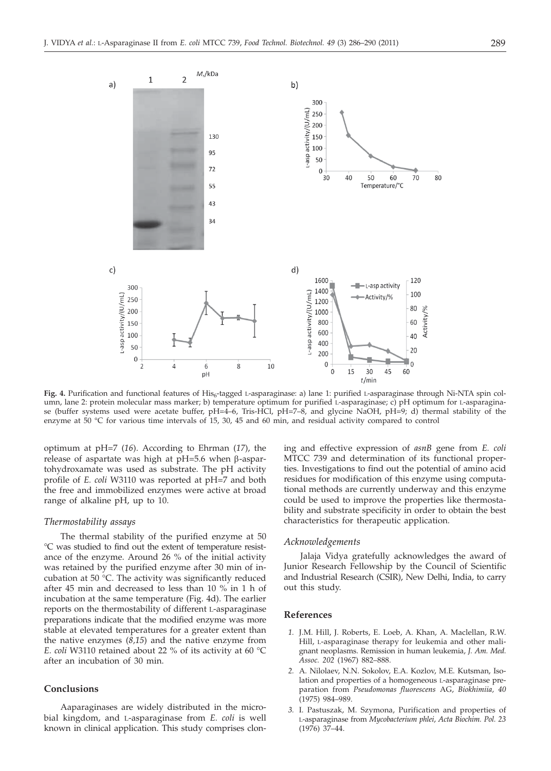**Fig. 4.** Purification and functional features of His$_6$-tagged L-asparaginase: a) lane 1: purified L-asparaginase through Ni-NTA spin column, lane 2: protein molecular mass marker; b) temperature optimum for purified L-asparaginase; c) pH optimum for L-asparaginase (buffer systems used were acetate buffer, pH=4–6, Tris-HCl, pH=7–8, and glycine NaOH, pH=9; d) thermal stability of the enzyme at 50 °C for various time intervals of 15, 30, 45 and 60 min, and residual activity compared to control

optimum at pH=7 (*16*). According to Ehrman (*17*), the release of aspartate was high at pH=5.6 when β-aspartohydroxamate was used as substrate. The pH activity profile of *E. coli* W3110 was reported at pH=7 and both the free and immobilized enzymes were active at broad range of alkaline pH, up to 10.

### *Thermostability assays*

The thermal stability of the purified enzyme at 50 °C was studied to find out the extent of temperature resistance of the enzyme. Around 26 % of the initial activity was retained by the purified enzyme after 30 min of incubation at 50 °C. The activity was significantly reduced after 45 min and decreased to less than 10 % in 1 h of incubation at the same temperature (Fig. 4d). The earlier reports on the thermostability of different L-asparaginase preparations indicate that the modified enzyme was more stable at elevated temperatures for a greater extent than the native enzymes (*8,15*) and the native enzyme from *E. coli* W3110 retained about 22 % of its activity at 60 °C after an incubation of 30 min.

## Conclusions

Aaparaginases are widely distributed in the microbial kingdom, and L-asparaginase from *E. coli* is well known in clinical application. This study comprises cloning and effective expression of *asnB* gene from *E. coli* MTCC 739 and determination of its functional properties. Investigations to find out the potential of amino acid residues for modification of this enzyme using computational methods are currently underway and this enzyme could be used to improve the properties like thermostability and substrate specificity in order to obtain the best characteristics for therapeutic application.

### *Acknowledgements*

Jalaja Vidya gratefully acknowledges the award of Junior Research Fellowship by the Council of Scientific and Industrial Research (CSIR), New Delhi, India, to carry out this study.

## References

1. J.M. Hill, J. Roberts, E. Loeb, A. Khan, A. Maclellan, R.W. Hill, L-asparaginase therapy for leukemia and other malignant neoplasms. Remission in human leukemia, *J. Am. Med. Assoc. 202* (1967) 882–888.
2. A. Nilolaev, N.N. Sokolov, E.A. Kozlov, M.E. Kutsman, Isolation and properties of a homogeneous L-asparaginase preparation from *Pseudomonas fluorescens* AG, *Biokhimiia, 40* (1975) 984–989.
3. I. Pastuszak, M. Szymona, Purification and properties of L-asparaginase from *Mycobacterium phlei*, *Acta Biochim. Pol. 23* (1976) 37–44.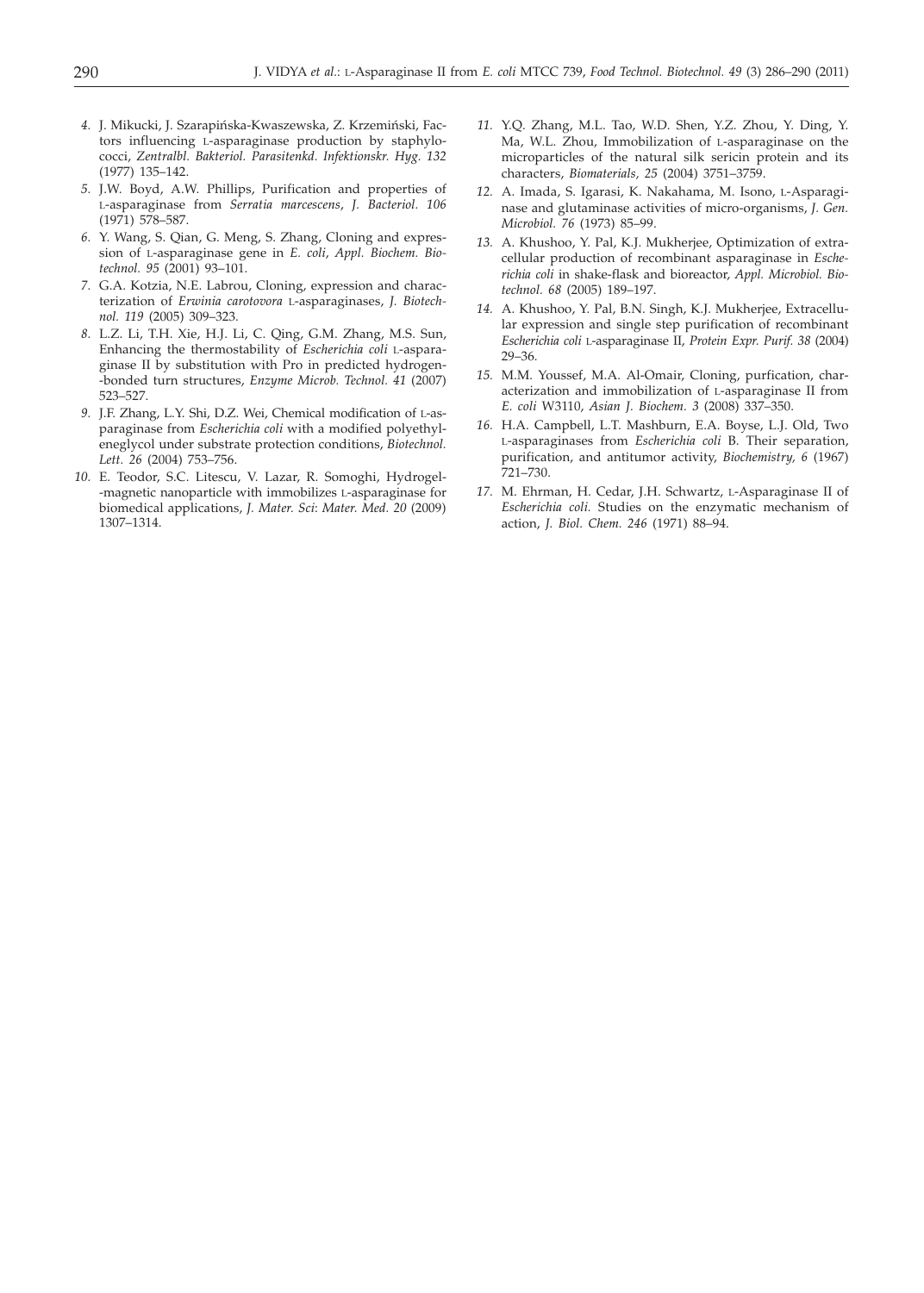4. J. Mikucki, J. Szarapińska-Kwaszewska, Z. Krzemiński, Factors influencing L-asparaginase production by staphylococci, *Zentralbl. Bakteriol. Parasitenkd. Infektionskr. Hyg. 132* (1977) 135–142.
5. J.W. Boyd, A.W. Phillips, Purification and properties of L-asparaginase from *Serratia marcescens*, *J. Bacteriol. 106* (1971) 578–587.
6. Y. Wang, S. Qian, G. Meng, S. Zhang, Cloning and expression of L-asparaginase gene in *E. coli*, *Appl. Biochem. Biotechnol. 95* (2001) 93–101.
7. G.A. Kotzia, N.E. Labrou, Cloning, expression and characterization of *Erwinia carotovora* L-asparaginases, *J. Biotechnol. 119* (2005) 309–323.
8. L.Z. Li, T.H. Xie, H.J. Li, C. Qing, G.M. Zhang, M.S. Sun, Enhancing the thermostability of *Escherichia coli* L-asparaginase II by substitution with Pro in predicted hydrogen-bonded turn structures, *Enzyme Microb. Technol. 41* (2007) 523–527.
9. J.F. Zhang, L.Y. Shi, D.Z. Wei, Chemical modification of L-asparaginase from *Escherichia coli* with a modified polyethyleneglycol under substrate protection conditions, *Biotechnol. Lett. 26* (2004) 753–756.
10. E. Teodor, S.C. Litescu, V. Lazar, R. Somoghi, Hydrogel-magnetic nanoparticle with immobilizes L-asparaginase for biomedical applications, *J. Mater. Sci: Mater. Med. 20* (2009) 1307–1314.
11. Y.Q. Zhang, M.L. Tao, W.D. Shen, Y.Z. Zhou, Y. Ding, Y. Ma, W.L. Zhou, Immobilization of L-asparaginase on the microparticles of the natural silk sericin protein and its characters, *Biomaterials, 25* (2004) 3751–3759.
12. A. Imada, S. Igarasi, K. Nakahama, M. Isono, L-Asparaginase and glutaminase activities of micro-organisms, *J. Gen. Microbiol. 76* (1973) 85–99.
13. A. Khushoo, Y. Pal, K.J. Mukherjee, Optimization of extracellular production of recombinant asparaginase in *Escherichia coli* in shake-flask and bioreactor, *Appl. Microbiol. Biotechnol. 68* (2005) 189–197.
14. A. Khushoo, Y. Pal, B.N. Singh, K.J. Mukherjee, Extracellular expression and single step purification of recombinant *Escherichia coli* L-asparaginase II, *Protein Expr. Purif. 38* (2004) 29–36.
15. M.M. Youssef, M.A. Al-Omair, Cloning, purfication, characterization and immobilization of L-asparaginase II from *E. coli* W3110, *Asian J. Biochem. 3* (2008) 337–350.
16. H.A. Campbell, L.T. Mashburn, E.A. Boyse, L.J. Old, Two L-asparaginases from *Escherichia coli* B. Their separation, purification, and antitumor activity, *Biochemistry, 6* (1967) 721–730.
17. M. Ehrman, H. Cedar, J.H. Schwartz, L-Asparaginase II of *Escherichia coli.* Studies on the enzymatic mechanism of action, *J. Biol. Chem. 246* (1971) 88–94.